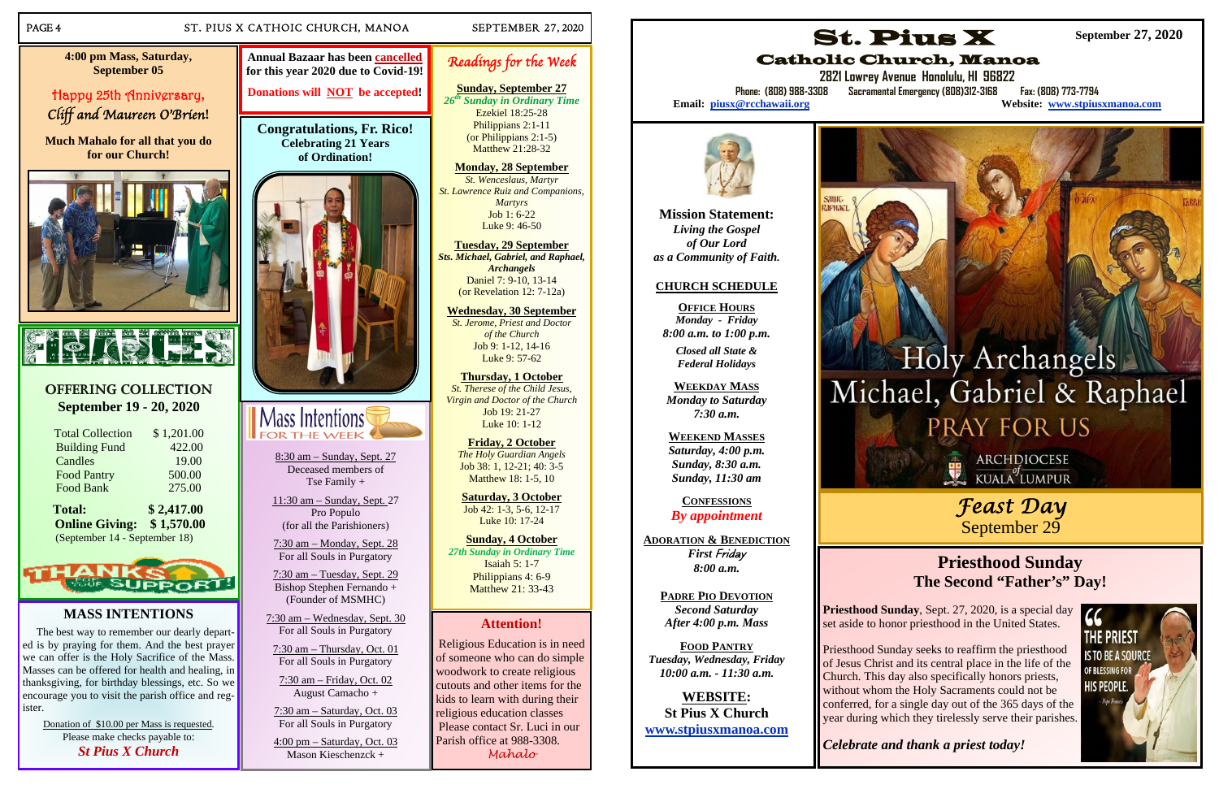4:00 pm Mass, Saturday, September 05

## Happy 25th Anniversary, Cliff and Maureen O'Brien!

**Much Mahalo for all that you do for our Church!**

## FINANCES

### OFFERING COLLECTION
### September 19 - 20, 2020

| | |
|---|---|
| Total Collection | $ 1,201.00 |
| Building Fund | 422.00 |
| Candles | 19.00 |
| Food Pantry | 500.00 |
| Food Bank | 275.00 |
| **Total:** | **$ 2,417.00** |
| **Online Giving:** | **$ 1,570.00** |

(September 14 - September 18)

THANKS FOR YOUR SUPPORT!

## MASS INTENTIONS

The best way to remember our dearly departed is by praying for them. And the best prayer we can offer is the Holy Sacrifice of the Mass. Masses can be offered for health and healing, in thanksgiving, for birthday blessings, etc. So we encourage you to visit the parish office and register.

Donation of $10.00 per Mass is requested. Please make checks payable to: ***St Pius X Church***

**Annual Bazaar has been cancelled for this year 2020 due to Covid-19!**

**Donations will NOT be accepted!**

## Congratulations, Fr. Rico! Celebrating 21 Years of Ordination!

## Mass Intentions FOR THE WEEK

8:30 am – Sunday, Sept. 27
Deceased members of Tse Family +

11:30 am – Sunday, Sept. 27
Pro Populo (for all the Parishioners)

7:30 am – Monday, Sept. 28
For all Souls in Purgatory

7:30 am – Tuesday, Sept. 29
Bishop Stephen Fernando + (Founder of MSMHC)

7:30 am – Wednesday, Sept. 30
For all Souls in Purgatory

7:30 am – Thursday, Oct. 01
For all Souls in Purgatory

7:30 am – Friday, Oct. 02
August Camacho +

7:30 am – Saturday, Oct. 03
For all Souls in Purgatory

4:00 pm – Saturday, Oct. 03
Mason Kieschenczk +

## Readings for the Week

**Sunday, September 27**
*26th Sunday in Ordinary Time*
Ezekiel 18:25-28
Philippians 2:1-11
(or Philippians 2:1-5)
Matthew 21:28-32

**Monday, 28 September**
*St. Wenceslaus, Martyr*
*St. Lawrence Ruiz and Companions, Martyrs*
Job 1: 6-22
Luke 9: 46-50

**Tuesday, 29 September**
*Sts. Michael, Gabriel, and Raphael, Archangels*
Daniel 7: 9-10, 13-14
(or Revelation 12: 7-12a)

**Wednesday, 30 September**
*St. Jerome, Priest and Doctor of the Church*
Job 9: 1-12, 14-16
Luke 9: 57-62

**Thursday, 1 October**
*St. Therese of the Child Jesus, Virgin and Doctor of the Church*
Job 19: 21-27
Luke 10: 1-12

**Friday, 2 October**
*The Holy Guardian Angels*
Job 38: 1, 12-21; 40: 3-5
Matthew 18: 1-5, 10

**Saturday, 3 October**
Job 42: 1-3, 5-6, 12-17
Luke 10: 17-24

**Sunday, 4 October**
*27th Sunday in Ordinary Time*
Isaiah 5: 1-7
Philippians 4: 6-9
Matthew 21: 33-43

## Attention!

Religious Education is in need of someone who can do simple woodwork to create religious cutouts and other items for the kids to learn with during their religious education classes. Please contact Sr. Luci in our Parish office at 988-3308.

*Mahalo*

# St. Pius X
## Catholic Church, Manoa

**September 27, 2020**

2821 Lowrey Avenue Honolulu, HI 96822
Phone: (808) 988-3308 Sacramental Emergency (808)312-3168 Fax: (808) 773-7794
Email: piusx@rcchawaii.org Website: www.stpiusxmanoa.com

**Mission Statement:**
*Living the Gospel of Our Lord as a Community of Faith.*

### CHURCH SCHEDULE

**OFFICE HOURS**
*Monday - Friday*
*8:00 a.m. to 1:00 p.m.*
*Closed all State & Federal Holidays*

**WEEKDAY MASS**
*Monday to Saturday*
*7:30 a.m.*

**WEEKEND MASSES**
*Saturday, 4:00 p.m.*
*Sunday, 8:30 a.m.*
*Sunday, 11:30 am*

**CONFESSIONS**
*By appointment*

**ADORATION & BENEDICTION**
*First Friday*
*8:00 a.m.*

**PADRE PIO DEVOTION**
*Second Saturday*
*After 4:00 p.m. Mass*

**FOOD PANTRY**
*Tuesday, Wednesday, Friday*
*10:00 a.m. - 11:30 a.m.*

**WEBSITE:**
**St Pius X Church**
**www.stpiusxmanoa.com**

Holy Archangels Michael, Gabriel & Raphael PRAY FOR US
ARCHDIOCESE of KUALA LUMPUR

## Feast Day
September 29

## Priesthood Sunday
## The Second "Father's" Day!

**Priesthood Sunday**, Sept. 27, 2020, is a special day set aside to honor priesthood in the United States.

Priesthood Sunday seeks to reaffirm the priesthood of Jesus Christ and its central place in the life of the Church. This day also specifically honors priests, without whom the Holy Sacraments could not be conferred, for a single day out of the 365 days of the year during which they tirelessly serve their parishes.

***Celebrate and thank a priest today!***

"THE PRIEST IS TO BE A SOURCE OF BLESSING FOR HIS PEOPLE." - Pope Francis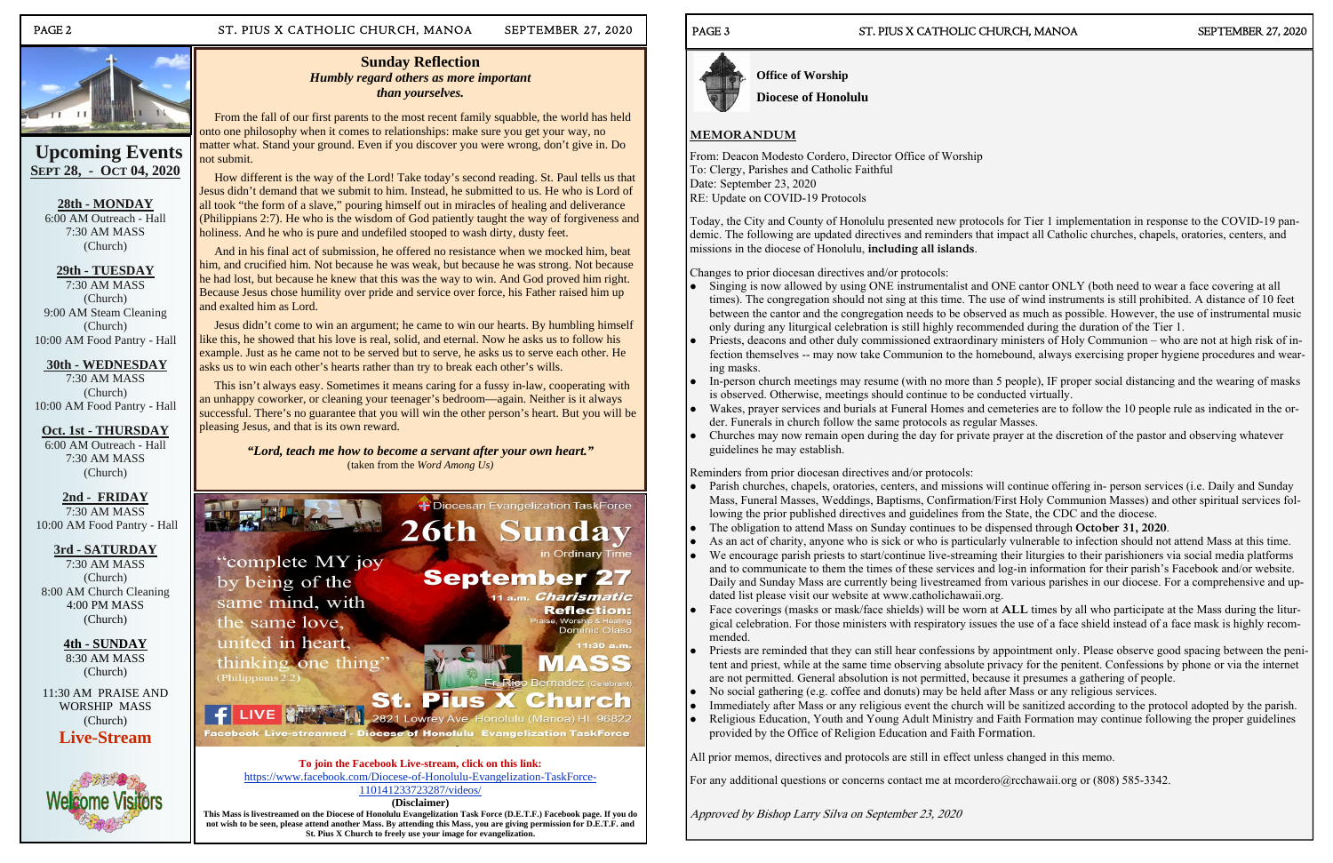## Upcoming Events
**SEPT 28, - OCT 04, 2020**

**28th - MONDAY**
6:00 AM Outreach - Hall
7:30 AM MASS
(Church)

**29th - TUESDAY**
7:30 AM MASS
(Church)
9:00 AM Steam Cleaning
(Church)
10:00 AM Food Pantry - Hall

**30th - WEDNESDAY**
7:30 AM MASS
(Church)
10:00 AM Food Pantry - Hall

**Oct. 1st - THURSDAY**
6:00 AM Outreach - Hall
7:30 AM MASS
(Church)

**2nd - FRIDAY**
7:30 AM MASS
10:00 AM Food Pantry - Hall

**3rd - SATURDAY**
7:30 AM MASS
(Church)
8:00 AM Church Cleaning
4:00 PM MASS
(Church)

**4th - SUNDAY**
8:30 AM MASS
(Church)

11:30 AM PRAISE AND WORSHIP MASS
(Church)

**Live-Stream**

Welcome Visitors

## Sunday Reflection
***Humbly regard others as more important than yourselves.***

From the fall of our first parents to the most recent family squabble, the world has held onto one philosophy when it comes to relationships: make sure you get your way, no matter what. Stand your ground. Even if you discover you were wrong, don't give in. Do not submit.

How different is the way of the Lord! Take today's second reading. St. Paul tells us that Jesus didn't demand that we submit to him. Instead, he submitted to us. He who is Lord of all took "the form of a slave," pouring himself out in miracles of healing and deliverance (Philippians 2:7). He who is the wisdom of God patiently taught the way of forgiveness and holiness. And he who is pure and undefiled stooped to wash dirty, dusty feet.

And in his final act of submission, he offered no resistance when we mocked him, beat him, and crucified him. Not because he was weak, but because he was strong. Not because he had lost, but because he knew that this was the way to win. And God proved him right. Because Jesus chose humility over pride and service over force, his Father raised him up and exalted him as Lord.

Jesus didn't come to win an argument; he came to win our hearts. By humbling himself like this, he showed that his love is real, solid, and eternal. Now he asks us to follow his example. Just as he came not to be served but to serve, he asks us to serve each other. He asks us to win each other's hearts rather than try to break each other's wills.

This isn't always easy. Sometimes it means caring for a fussy in-law, cooperating with an unhappy coworker, or cleaning your teenager's bedroom—again. Neither is it always successful. There's no guarantee that you will win the other person's heart. But you will be pleasing Jesus, and that is its own reward.

***"Lord, teach me how to become a servant after your own heart."***
(taken from the *Word Among Us*)

Diocesan Evangelization TaskForce
26th Sunday in Ordinary Time
September 27
"complete MY joy by being of the same mind, with the same love, united in heart, thinking one thing" (Philippians 2:2)
11 a.m. Charismatic Reflection: Praise, Worship & Healing Dominic Olaso
11:30 a.m. MASS
Fr. Rico Bernadez (Celebrant)
LIVE
St. Pius X Church
2821 Lowrey Ave. Honolulu (Manoa) HI 96822
Facebook Live-streamed - Diocese of Honolulu Evangelization Taskforce

**To join the Facebook Live-stream, click on this link:**
https://www.facebook.com/Diocese-of-Honolulu-Evangelization-TaskForce-110141233723287/videos/

**(Disclaimer)**
**This Mass is livestreamed on the Diocese of Honolulu Evangelization Task Force (D.E.T.F.) Facebook page. If you do not wish to be seen, please attend another Mass. By attending this Mass, you are giving permission for D.E.T.F. and St. Pius X Church to freely use your image for evangelization.**

**Office of Worship**
**Diocese of Honolulu**

## MEMORANDUM

From: Deacon Modesto Cordero, Director Office of Worship
To: Clergy, Parishes and Catholic Faithful
Date: September 23, 2020
RE: Update on COVID-19 Protocols

Today, the City and County of Honolulu presented new protocols for Tier 1 implementation in response to the COVID-19 pandemic. The following are updated directives and reminders that impact all Catholic churches, chapels, oratories, centers, and missions in the diocese of Honolulu, **including all islands**.

Changes to prior diocesan directives and/or protocols:

- Singing is now allowed by using ONE instrumentalist and ONE cantor ONLY (both need to wear a face covering at all times). The congregation should not sing at this time. The use of wind instruments is still prohibited. A distance of 10 feet between the cantor and the congregation needs to be observed as much as possible. However, the use of instrumental music only during any liturgical celebration is still highly recommended during the duration of the Tier 1.
- Priests, deacons and other duly commissioned extraordinary ministers of Holy Communion – who are not at high risk of infection themselves -- may now take Communion to the homebound, always exercising proper hygiene procedures and wearing masks.
- In-person church meetings may resume (with no more than 5 people), IF proper social distancing and the wearing of masks is observed. Otherwise, meetings should continue to be conducted virtually.
- Wakes, prayer services and burials at Funeral Homes and cemeteries are to follow the 10 people rule as indicated in the order. Funerals in church follow the same protocols as regular Masses.
- Churches may now remain open during the day for private prayer at the discretion of the pastor and observing whatever guidelines he may establish.

Reminders from prior diocesan directives and/or protocols:

- Parish churches, chapels, oratories, centers, and missions will continue offering in- person services (i.e. Daily and Sunday Mass, Funeral Masses, Weddings, Baptisms, Confirmation/First Holy Communion Masses) and other spiritual services following the prior published directives and guidelines from the State, the CDC and the diocese.
- The obligation to attend Mass on Sunday continues to be dispensed through **October 31, 2020**.
- As an act of charity, anyone who is sick or who is particularly vulnerable to infection should not attend Mass at this time.
- We encourage parish priests to start/continue live-streaming their liturgies to their parishioners via social media platforms and to communicate to them the times of these services and log-in information for their parish's Facebook and/or website. Daily and Sunday Mass are currently being livestreamed from various parishes in our diocese. For a comprehensive and updated list please visit our website at www.catholichawaii.org.
- Face coverings (masks or mask/face shields) will be worn at **ALL** times by all who participate at the Mass during the liturgical celebration. For those ministers with respiratory issues the use of a face shield instead of a face mask is highly recommended.
- Priests are reminded that they can still hear confessions by appointment only. Please observe good spacing between the penitent and priest, while at the same time observing absolute privacy for the penitent. Confessions by phone or via the internet are not permitted. General absolution is not permitted, because it presumes a gathering of people.
- No social gathering (e.g. coffee and donuts) may be held after Mass or any religious services.
- Immediately after Mass or any religious event the church will be sanitized according to the protocol adopted by the parish.
- Religious Education, Youth and Young Adult Ministry and Faith Formation may continue following the proper guidelines provided by the Office of Religion Education and Faith Formation.

All prior memos, directives and protocols are still in effect unless changed in this memo.

For any additional questions or concerns contact me at mcordero@rcchawaii.org or (808) 585-3342.

*Approved by Bishop Larry Silva on September 23, 2020*